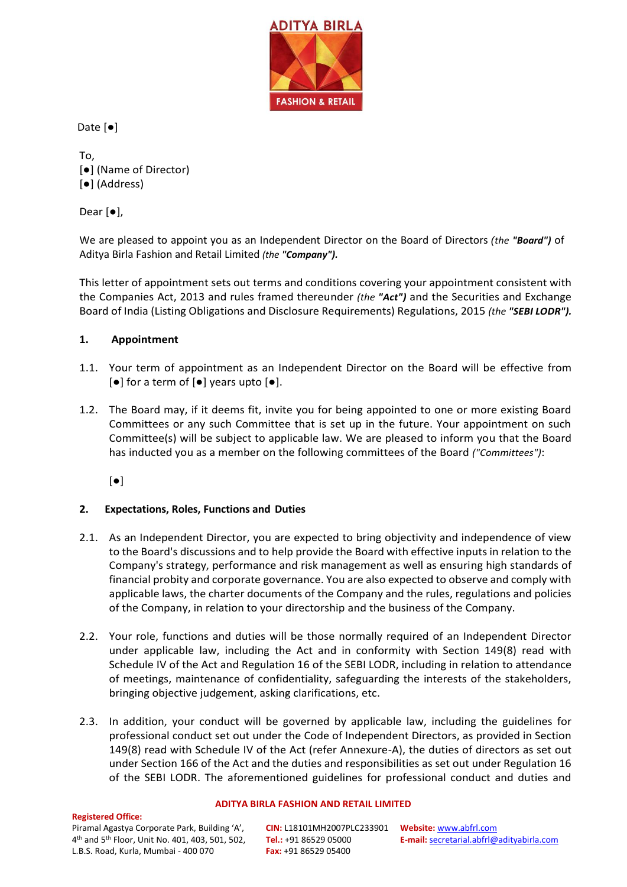Date [●]

To,
[●] (Name of Director)
[●] (Address)

Dear [●],

We are pleased to appoint you as an Independent Director on the Board of Directors *(the **"Board")*** of Aditya Birla Fashion and Retail Limited *(the **"Company")**.*

This letter of appointment sets out terms and conditions covering your appointment consistent with the Companies Act, 2013 and rules framed thereunder *(the **"Act")*** and the Securities and Exchange Board of India (Listing Obligations and Disclosure Requirements) Regulations, 2015 *(the **"SEBI LODR")**.*

## 1. Appointment

1.1. Your term of appointment as an Independent Director on the Board will be effective from [●] for a term of [●] years upto [●].

1.2. The Board may, if it deems fit, invite you for being appointed to one or more existing Board Committees or any such Committee that is set up in the future. Your appointment on such Committee(s) will be subject to applicable law. We are pleased to inform you that the Board has inducted you as a member on the following committees of the Board *("Committees")*:

[●]

## 2. Expectations, Roles, Functions and Duties

2.1. As an Independent Director, you are expected to bring objectivity and independence of view to the Board's discussions and to help provide the Board with effective inputs in relation to the Company's strategy, performance and risk management as well as ensuring high standards of financial probity and corporate governance. You are also expected to observe and comply with applicable laws, the charter documents of the Company and the rules, regulations and policies of the Company, in relation to your directorship and the business of the Company.

2.2. Your role, functions and duties will be those normally required of an Independent Director under applicable law, including the Act and in conformity with Section 149(8) read with Schedule IV of the Act and Regulation 16 of the SEBI LODR, including in relation to attendance of meetings, maintenance of confidentiality, safeguarding the interests of the stakeholders, bringing objective judgement, asking clarifications, etc.

2.3. In addition, your conduct will be governed by applicable law, including the guidelines for professional conduct set out under the Code of Independent Directors, as provided in Section 149(8) read with Schedule IV of the Act (refer Annexure-A), the duties of directors as set out under Section 166 of the Act and the duties and responsibilities as set out under Regulation 16 of the SEBI LODR. The aforementioned guidelines for professional conduct and duties and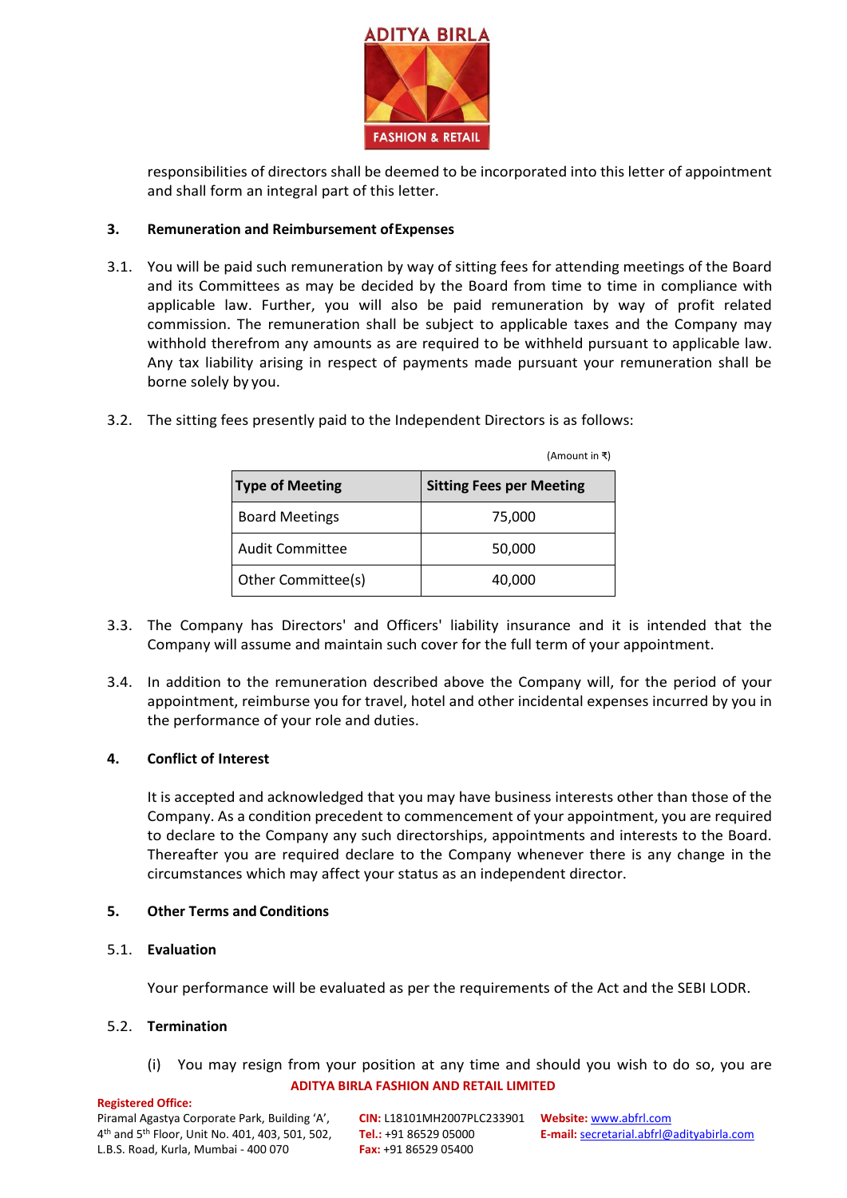responsibilities of directors shall be deemed to be incorporated into this letter of appointment and shall form an integral part of this letter.

**3. Remuneration and Reimbursement of Expenses**

3.1. You will be paid such remuneration by way of sitting fees for attending meetings of the Board and its Committees as may be decided by the Board from time to time in compliance with applicable law. Further, you will also be paid remuneration by way of profit related commission. The remuneration shall be subject to applicable taxes and the Company may withhold therefrom any amounts as are required to be withheld pursuant to applicable law. Any tax liability arising in respect of payments made pursuant your remuneration shall be borne solely by you.

3.2. The sitting fees presently paid to the Independent Directors is as follows:

(Amount in ₹)

| Type of Meeting | Sitting Fees per Meeting |
|---|---|
| Board Meetings | 75,000 |
| Audit Committee | 50,000 |
| Other Committee(s) | 40,000 |

3.3. The Company has Directors' and Officers' liability insurance and it is intended that the Company will assume and maintain such cover for the full term of your appointment.

3.4. In addition to the remuneration described above the Company will, for the period of your appointment, reimburse you for travel, hotel and other incidental expenses incurred by you in the performance of your role and duties.

**4. Conflict of Interest**

It is accepted and acknowledged that you may have business interests other than those of the Company. As a condition precedent to commencement of your appointment, you are required to declare to the Company any such directorships, appointments and interests to the Board. Thereafter you are required declare to the Company whenever there is any change in the circumstances which may affect your status as an independent director.

**5. Other Terms and Conditions**

**5.1. Evaluation**

Your performance will be evaluated as per the requirements of the Act and the SEBI LODR.

**5.2. Termination**

(i) You may resign from your position at any time and should you wish to do so, you are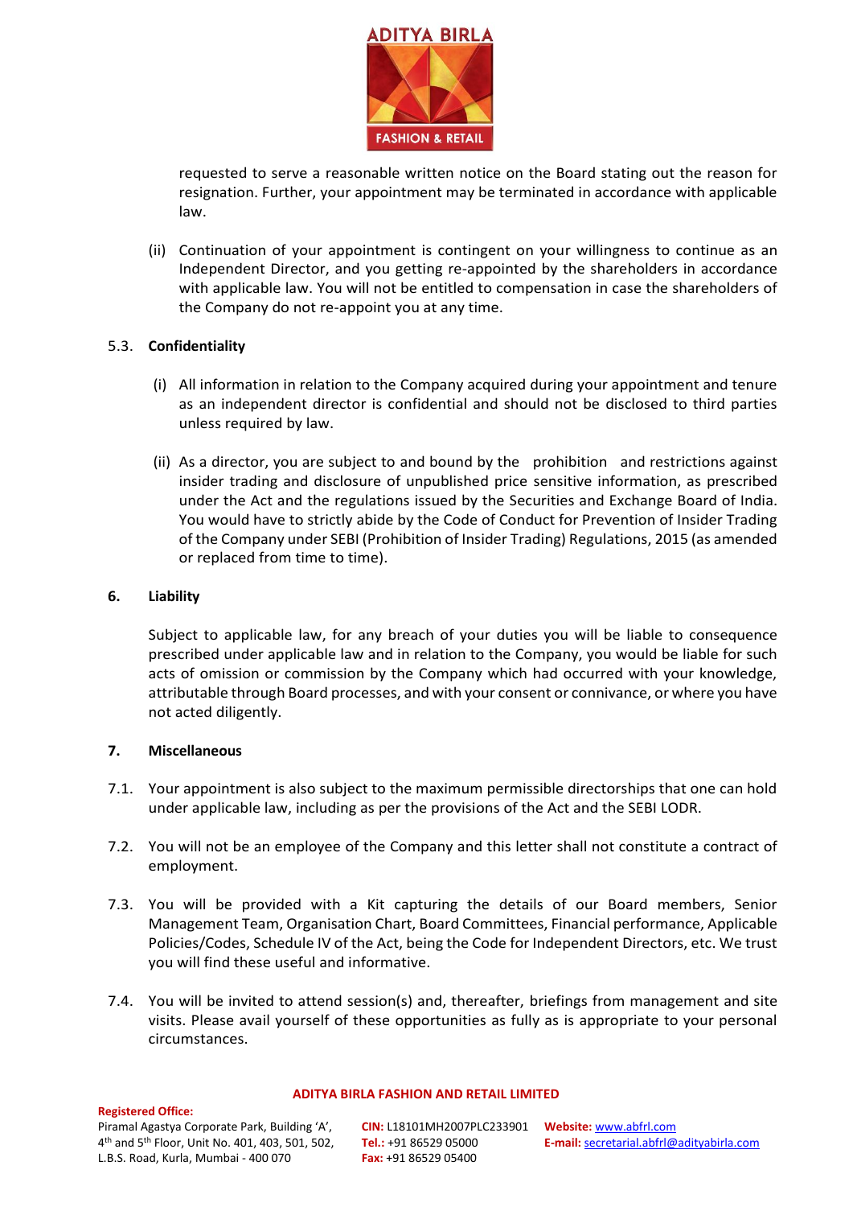requested to serve a reasonable written notice on the Board stating out the reason for resignation. Further, your appointment may be terminated in accordance with applicable law.

(ii) Continuation of your appointment is contingent on your willingness to continue as an Independent Director, and you getting re-appointed by the shareholders in accordance with applicable law. You will not be entitled to compensation in case the shareholders of the Company do not re-appoint you at any time.

5.3. **Confidentiality**

(i) All information in relation to the Company acquired during your appointment and tenure as an independent director is confidential and should not be disclosed to third parties unless required by law.

(ii) As a director, you are subject to and bound by the prohibition and restrictions against insider trading and disclosure of unpublished price sensitive information, as prescribed under the Act and the regulations issued by the Securities and Exchange Board of India. You would have to strictly abide by the Code of Conduct for Prevention of Insider Trading of the Company under SEBI (Prohibition of Insider Trading) Regulations, 2015 (as amended or replaced from time to time).

## 6. Liability

Subject to applicable law, for any breach of your duties you will be liable to consequence prescribed under applicable law and in relation to the Company, you would be liable for such acts of omission or commission by the Company which had occurred with your knowledge, attributable through Board processes, and with your consent or connivance, or where you have not acted diligently.

## 7. Miscellaneous

7.1. Your appointment is also subject to the maximum permissible directorships that one can hold under applicable law, including as per the provisions of the Act and the SEBI LODR.

7.2. You will not be an employee of the Company and this letter shall not constitute a contract of employment.

7.3. You will be provided with a Kit capturing the details of our Board members, Senior Management Team, Organisation Chart, Board Committees, Financial performance, Applicable Policies/Codes, Schedule IV of the Act, being the Code for Independent Directors, etc. We trust you will find these useful and informative.

7.4. You will be invited to attend session(s) and, thereafter, briefings from management and site visits. Please avail yourself of these opportunities as fully as is appropriate to your personal circumstances.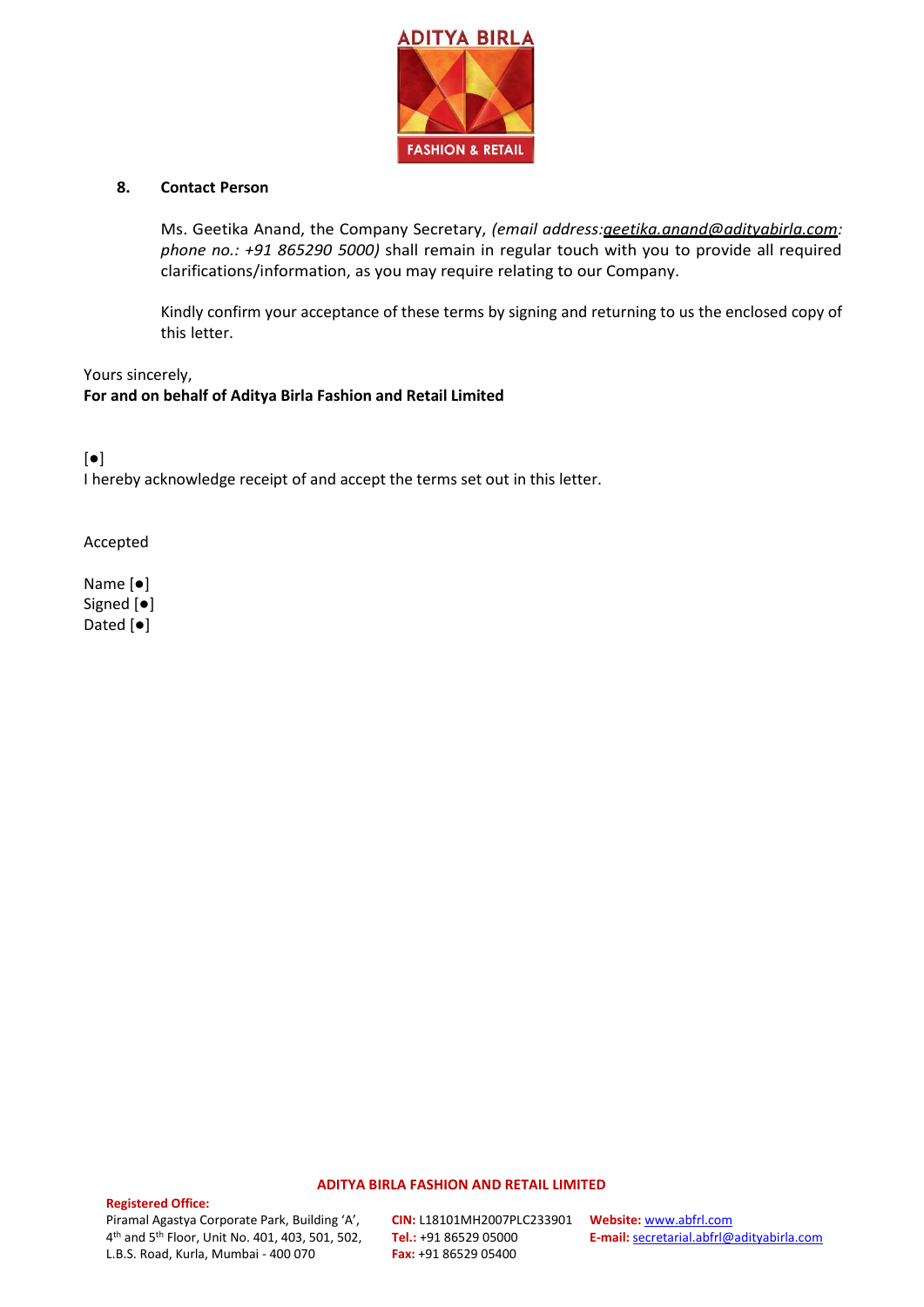**8. Contact Person**

Ms. Geetika Anand, the Company Secretary, *(email address:geetika.anand@adityabirla.com: phone no.: +91 865290 5000)* shall remain in regular touch with you to provide all required clarifications/information, as you may require relating to our Company.

Kindly confirm your acceptance of these terms by signing and returning to us the enclosed copy of this letter.

Yours sincerely,

**For and on behalf of Aditya Birla Fashion and Retail Limited**

[●]

I hereby acknowledge receipt of and accept the terms set out in this letter.

Accepted

Name [●]
Signed [●]
Dated [●]